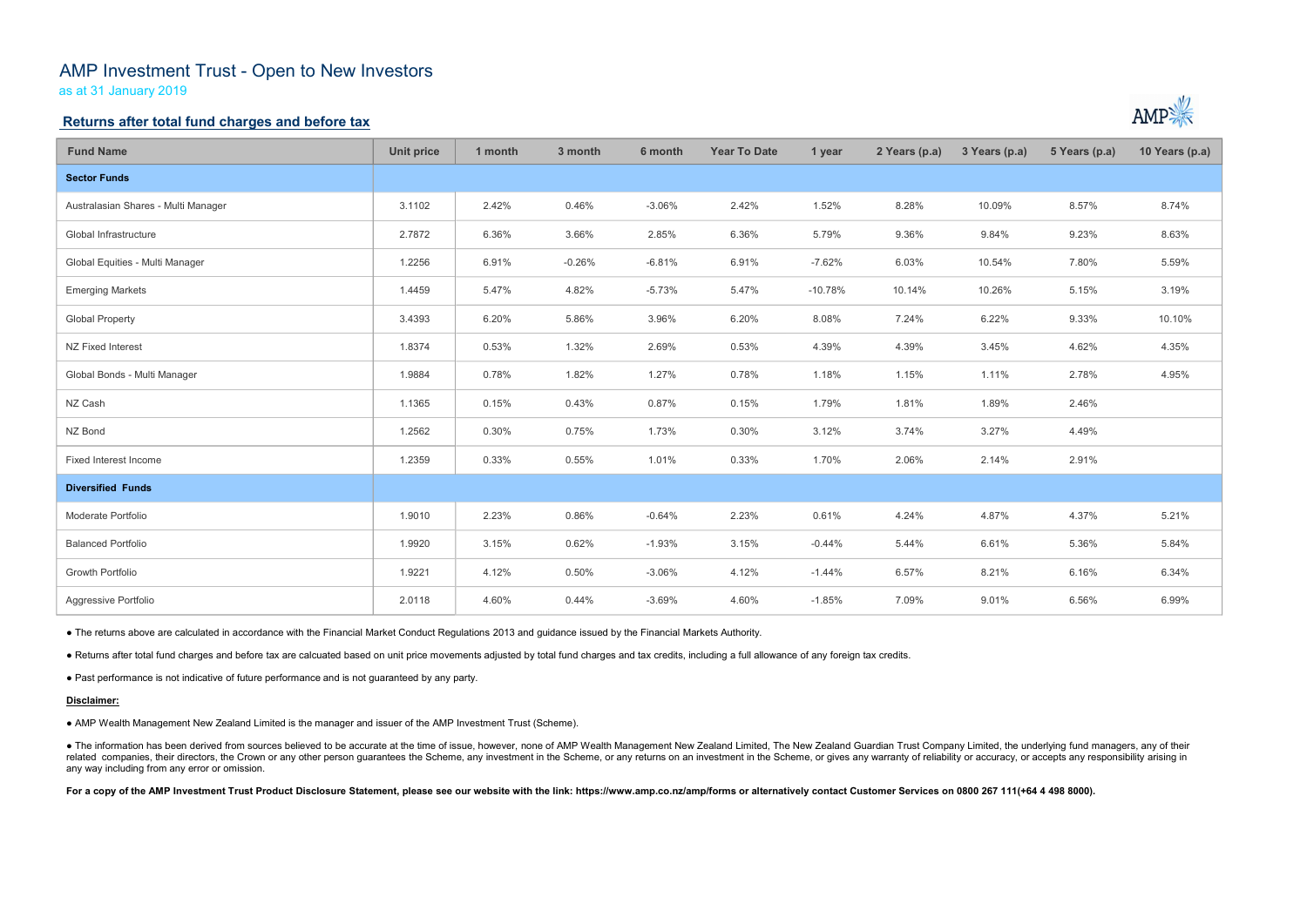# AMP Investment Trust - Open to New Investors

as at 31 January 2019

## Returns after total fund charges and before tax

| Fund Name | Unit price | 1 month | 3 month | 6 month | Year To Date | 1 year | 2 Years (p.a) | 3 Years (p.a) | 5 Years (p.a) | 10 Years (p.a) |
|---|---|---|---|---|---|---|---|---|---|---|
| **Sector Funds** | | | | | | | | | | |
| Australasian Shares - Multi Manager | 3.1102 | 2.42% | 0.46% | -3.06% | 2.42% | 1.52% | 8.28% | 10.09% | 8.57% | 8.74% |
| Global Infrastructure | 2.7872 | 6.36% | 3.66% | 2.85% | 6.36% | 5.79% | 9.36% | 9.84% | 9.23% | 8.63% |
| Global Equities - Multi Manager | 1.2256 | 6.91% | -0.26% | -6.81% | 6.91% | -7.62% | 6.03% | 10.54% | 7.80% | 5.59% |
| Emerging Markets | 1.4459 | 5.47% | 4.82% | -5.73% | 5.47% | -10.78% | 10.14% | 10.26% | 5.15% | 3.19% |
| Global Property | 3.4393 | 6.20% | 5.86% | 3.96% | 6.20% | 8.08% | 7.24% | 6.22% | 9.33% | 10.10% |
| NZ Fixed Interest | 1.8374 | 0.53% | 1.32% | 2.69% | 0.53% | 4.39% | 4.39% | 3.45% | 4.62% | 4.35% |
| Global Bonds - Multi Manager | 1.9884 | 0.78% | 1.82% | 1.27% | 0.78% | 1.18% | 1.15% | 1.11% | 2.78% | 4.95% |
| NZ Cash | 1.1365 | 0.15% | 0.43% | 0.87% | 0.15% | 1.79% | 1.81% | 1.89% | 2.46% | |
| NZ Bond | 1.2562 | 0.30% | 0.75% | 1.73% | 0.30% | 3.12% | 3.74% | 3.27% | 4.49% | |
| Fixed Interest Income | 1.2359 | 0.33% | 0.55% | 1.01% | 0.33% | 1.70% | 2.06% | 2.14% | 2.91% | |
| **Diversified Funds** | | | | | | | | | | |
| Moderate Portfolio | 1.9010 | 2.23% | 0.86% | -0.64% | 2.23% | 0.61% | 4.24% | 4.87% | 4.37% | 5.21% |
| Balanced Portfolio | 1.9920 | 3.15% | 0.62% | -1.93% | 3.15% | -0.44% | 5.44% | 6.61% | 5.36% | 5.84% |
| Growth Portfolio | 1.9221 | 4.12% | 0.50% | -3.06% | 4.12% | -1.44% | 6.57% | 8.21% | 6.16% | 6.34% |
| Aggressive Portfolio | 2.0118 | 4.60% | 0.44% | -3.69% | 4.60% | -1.85% | 7.09% | 9.01% | 6.56% | 6.99% |

- The returns above are calculated in accordance with the Financial Market Conduct Regulations 2013 and guidance issued by the Financial Markets Authority.
- Returns after total fund charges and before tax are calcuated based on unit price movements adjusted by total fund charges and tax credits, including a full allowance of any foreign tax credits.
- Past performance is not indicative of future performance and is not guaranteed by any party.

**Disclaimer:**

- AMP Wealth Management New Zealand Limited is the manager and issuer of the AMP Investment Trust (Scheme).
- The information has been derived from sources believed to be accurate at the time of issue, however, none of AMP Wealth Management New Zealand Limited, The New Zealand Guardian Trust Company Limited, the underlying fund managers, any of their related companies, their directors, the Crown or any other person guarantees the Scheme, any investment in the Scheme, or any returns on an investment in the Scheme, or gives any warranty of reliability or accuracy, or accepts any responsibility arising in any way including from any error or omission.

**For a copy of the AMP Investment Trust Product Disclosure Statement, please see our website with the link: https://www.amp.co.nz/amp/forms or alternatively contact Customer Services on 0800 267 111(+64 4 498 8000).**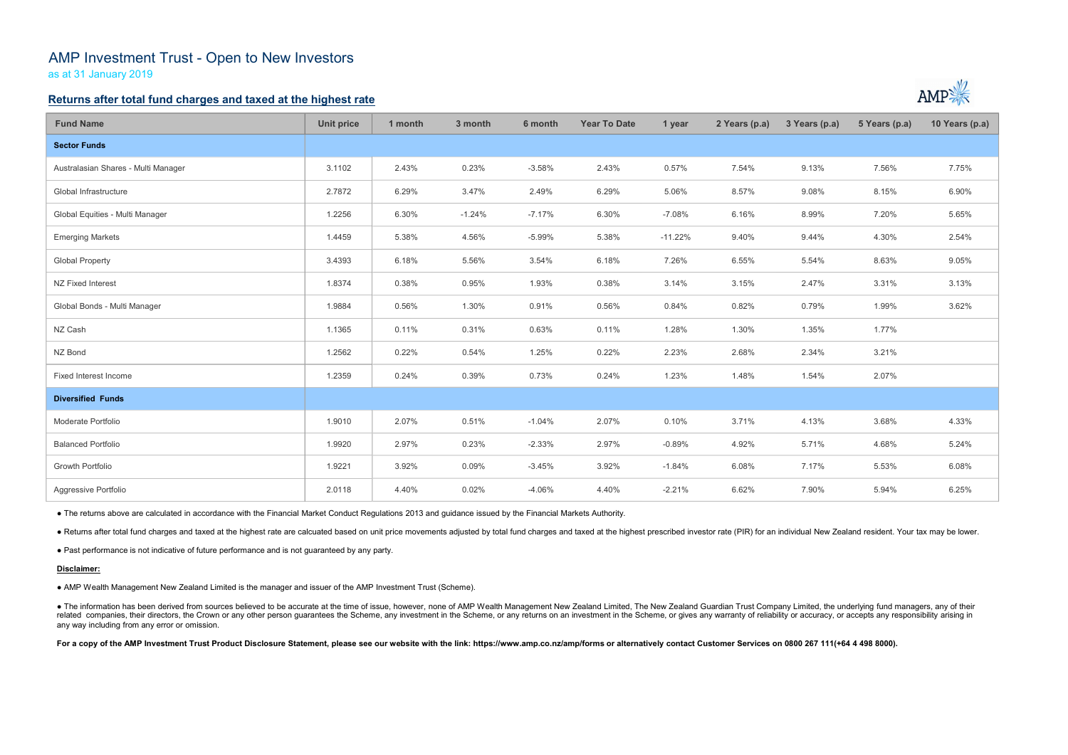# AMP Investment Trust - Open to New Investors

as at 31 January 2019

## Returns after total fund charges and taxed at the highest rate

| Fund Name | Unit price | 1 month | 3 month | 6 month | Year To Date | 1 year | 2 Years (p.a) | 3 Years (p.a) | 5 Years (p.a) | 10 Years (p.a) |
|---|---|---|---|---|---|---|---|---|---|---|
| **Sector Funds** | | | | | | | | | | |
| Australasian Shares - Multi Manager | 3.1102 | 2.43% | 0.23% | -3.58% | 2.43% | 0.57% | 7.54% | 9.13% | 7.56% | 7.75% |
| Global Infrastructure | 2.7872 | 6.29% | 3.47% | 2.49% | 6.29% | 5.06% | 8.57% | 9.08% | 8.15% | 6.90% |
| Global Equities - Multi Manager | 1.2256 | 6.30% | -1.24% | -7.17% | 6.30% | -7.08% | 6.16% | 8.99% | 7.20% | 5.65% |
| Emerging Markets | 1.4459 | 5.38% | 4.56% | -5.99% | 5.38% | -11.22% | 9.40% | 9.44% | 4.30% | 2.54% |
| Global Property | 3.4393 | 6.18% | 5.56% | 3.54% | 6.18% | 7.26% | 6.55% | 5.54% | 8.63% | 9.05% |
| NZ Fixed Interest | 1.8374 | 0.38% | 0.95% | 1.93% | 0.38% | 3.14% | 3.15% | 2.47% | 3.31% | 3.13% |
| Global Bonds - Multi Manager | 1.9884 | 0.56% | 1.30% | 0.91% | 0.56% | 0.84% | 0.82% | 0.79% | 1.99% | 3.62% |
| NZ Cash | 1.1365 | 0.11% | 0.31% | 0.63% | 0.11% | 1.28% | 1.30% | 1.35% | 1.77% | |
| NZ Bond | 1.2562 | 0.22% | 0.54% | 1.25% | 0.22% | 2.23% | 2.68% | 2.34% | 3.21% | |
| Fixed Interest Income | 1.2359 | 0.24% | 0.39% | 0.73% | 0.24% | 1.23% | 1.48% | 1.54% | 2.07% | |
| **Diversified Funds** | | | | | | | | | | |
| Moderate Portfolio | 1.9010 | 2.07% | 0.51% | -1.04% | 2.07% | 0.10% | 3.71% | 4.13% | 3.68% | 4.33% |
| Balanced Portfolio | 1.9920 | 2.97% | 0.23% | -2.33% | 2.97% | -0.89% | 4.92% | 5.71% | 4.68% | 5.24% |
| Growth Portfolio | 1.9221 | 3.92% | 0.09% | -3.45% | 3.92% | -1.84% | 6.08% | 7.17% | 5.53% | 6.08% |
| Aggressive Portfolio | 2.0118 | 4.40% | 0.02% | -4.06% | 4.40% | -2.21% | 6.62% | 7.90% | 5.94% | 6.25% |

- The returns above are calculated in accordance with the Financial Market Conduct Regulations 2013 and guidance issued by the Financial Markets Authority.
- Returns after total fund charges and taxed at the highest rate are calcuated based on unit price movements adjusted by total fund charges and taxed at the highest prescribed investor rate (PIR) for an individual New Zealand resident. Your tax may be lower.
- Past performance is not indicative of future performance and is not guaranteed by any party.

**Disclaimer:**

- AMP Wealth Management New Zealand Limited is the manager and issuer of the AMP Investment Trust (Scheme).
- The information has been derived from sources believed to be accurate at the time of issue, however, none of AMP Wealth Management New Zealand Limited, The New Zealand Guardian Trust Company Limited, the underlying fund managers, any of their related companies, their directors, the Crown or any other person guarantees the Scheme, any investment in the Scheme, or any returns on an investment in the Scheme, or gives any warranty of reliability or accuracy, or accepts any responsibility arising in any way including from any error or omission.

**For a copy of the AMP Investment Trust Product Disclosure Statement, please see our website with the link: https://www.amp.co.nz/amp/forms or alternatively contact Customer Services on 0800 267 111(+64 4 498 8000).**